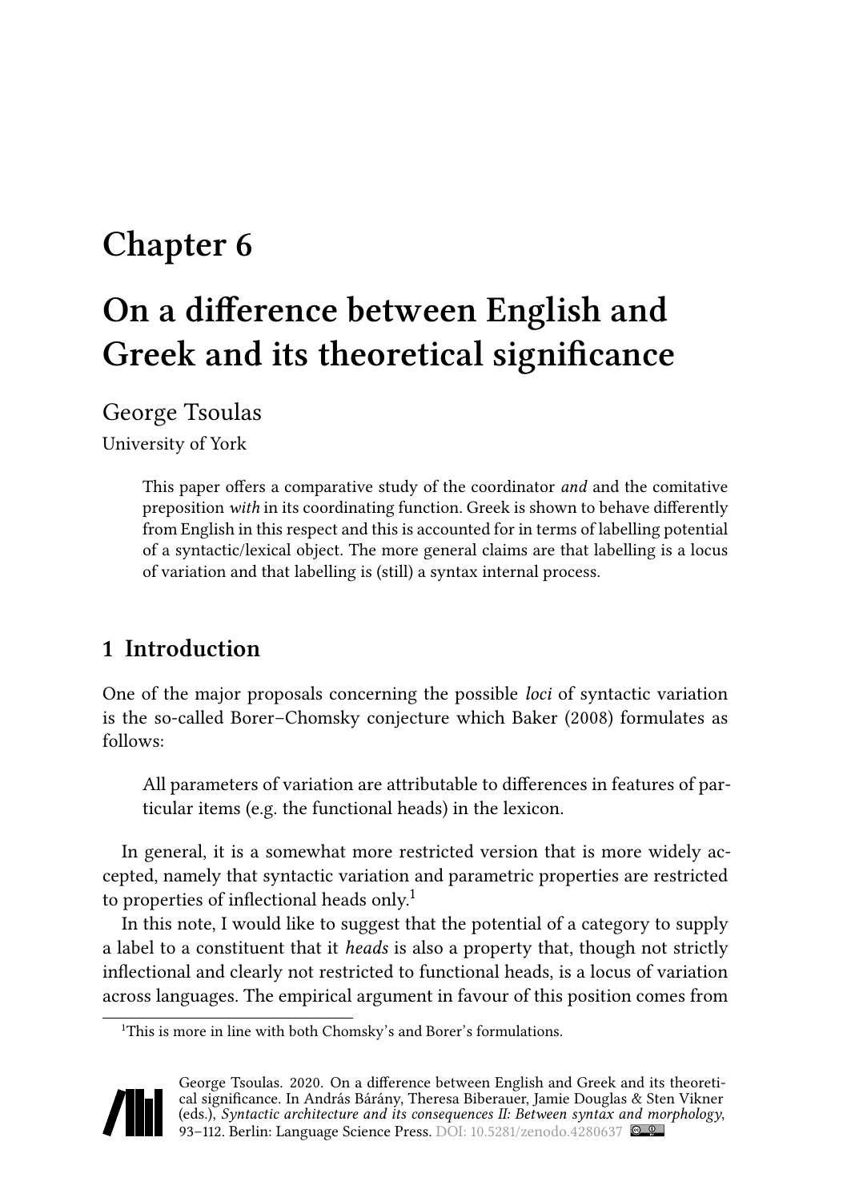# Chapter 6

# On a difference between English and Greek and its theoretical significance

George Tsoulas

University of York

> This paper offers a comparative study of the coordinator *and* and the comitative preposition *with* in its coordinating function. Greek is shown to behave differently from English in this respect and this is accounted for in terms of labelling potential of a syntactic/lexical object. The more general claims are that labelling is a locus of variation and that labelling is (still) a syntax internal process.

## 1 Introduction

One of the major proposals concerning the possible *loci* of syntactic variation is the so-called Borer–Chomsky conjecture which Baker (2008) formulates as follows:

> All parameters of variation are attributable to differences in features of particular items (e.g. the functional heads) in the lexicon.

In general, it is a somewhat more restricted version that is more widely accepted, namely that syntactic variation and parametric properties are restricted to properties of inflectional heads only.[1]

In this note, I would like to suggest that the potential of a category to supply a label to a constituent that it *heads* is also a property that, though not strictly inflectional and clearly not restricted to functional heads, is a locus of variation across languages. The empirical argument in favour of this position comes from

[1] This is more in line with both Chomsky's and Borer's formulations.

George Tsoulas. 2020. On a difference between English and Greek and its theoretical significance. In András Bárány, Theresa Biberauer, Jamie Douglas & Sten Vikner (eds.), *Syntactic architecture and its consequences II: Between syntax and morphology*, 93–112. Berlin: Language Science Press. DOI: 10.5281/zenodo.4280637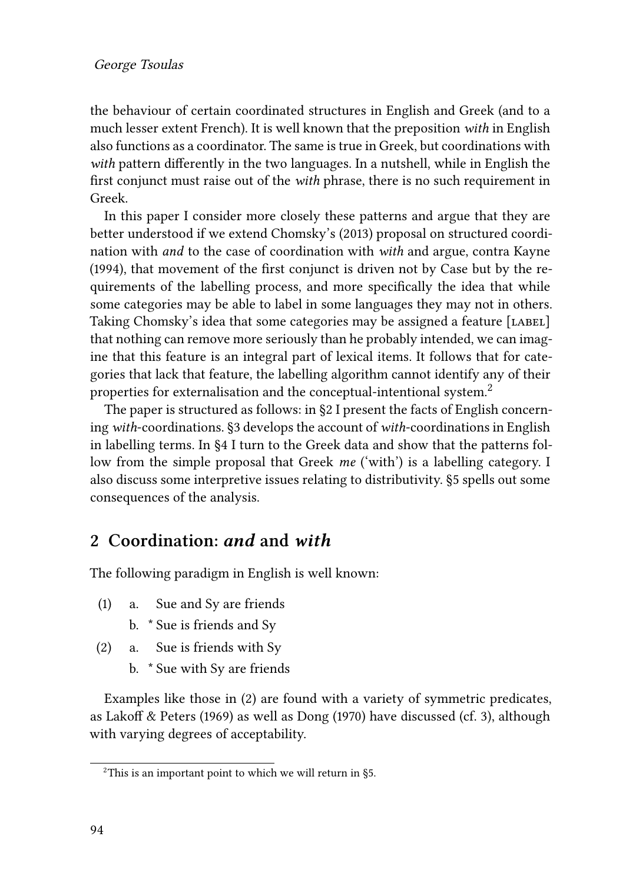the behaviour of certain coordinated structures in English and Greek (and to a much lesser extent French). It is well known that the preposition *with* in English also functions as a coordinator. The same is true in Greek, but coordinations with *with* pattern differently in the two languages. In a nutshell, while in English the first conjunct must raise out of the *with* phrase, there is no such requirement in Greek.

In this paper I consider more closely these patterns and argue that they are better understood if we extend Chomsky's (2013) proposal on structured coordination with *and* to the case of coordination with *with* and argue, contra Kayne (1994), that movement of the first conjunct is driven not by Case but by the requirements of the labelling process, and more specifically the idea that while some categories may be able to label in some languages they may not in others. Taking Chomsky's idea that some categories may be assigned a feature [label] that nothing can remove more seriously than he probably intended, we can imagine that this feature is an integral part of lexical items. It follows that for categories that lack that feature, the labelling algorithm cannot identify any of their properties for externalisation and the conceptual-intentional system.[2]

The paper is structured as follows: in §2 I present the facts of English concerning *with*-coordinations. §3 develops the account of *with*-coordinations in English in labelling terms. In §4 I turn to the Greek data and show that the patterns follow from the simple proposal that Greek *me* ('with') is a labelling category. I also discuss some interpretive issues relating to distributivity. §5 spells out some consequences of the analysis.

## 2 Coordination: *and* and *with*

The following paradigm in English is well known:

(1) a. Sue and Sy are friends
    b. * Sue is friends and Sy

(2) a. Sue is friends with Sy
    b. * Sue with Sy are friends

Examples like those in (2) are found with a variety of symmetric predicates, as Lakoff & Peters (1969) as well as Dong (1970) have discussed (cf. 3), although with varying degrees of acceptability.

[2] This is an important point to which we will return in §5.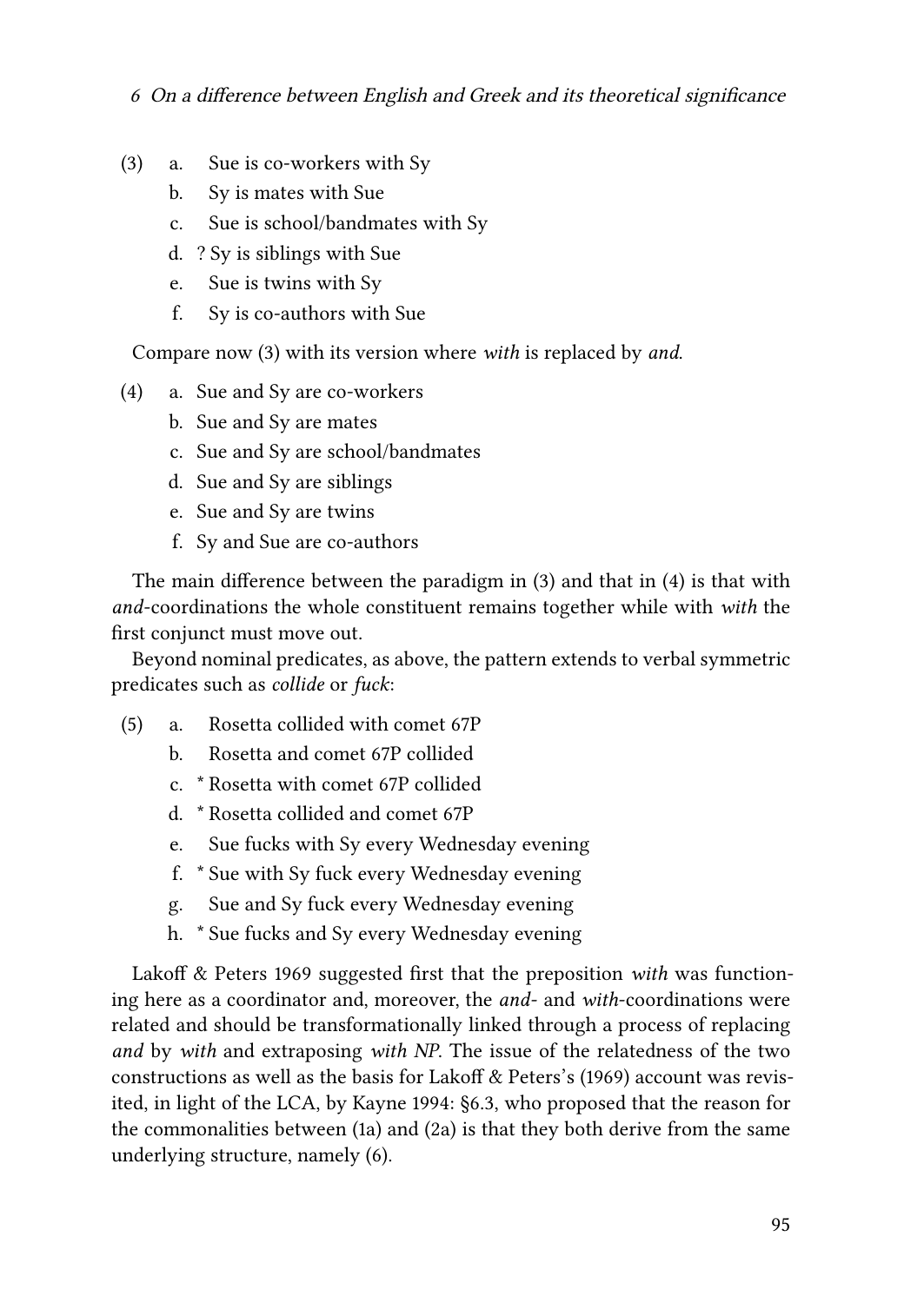(3) a. Sue is co-workers with Sy
b. Sy is mates with Sue
c. Sue is school/bandmates with Sy
d. ? Sy is siblings with Sue
e. Sue is twins with Sy
f. Sy is co-authors with Sue

Compare now (3) with its version where *with* is replaced by *and*.

(4) a. Sue and Sy are co-workers
b. Sue and Sy are mates
c. Sue and Sy are school/bandmates
d. Sue and Sy are siblings
e. Sue and Sy are twins
f. Sy and Sue are co-authors

The main difference between the paradigm in (3) and that in (4) is that with *and*-coordinations the whole constituent remains together while with *with* the first conjunct must move out.

Beyond nominal predicates, as above, the pattern extends to verbal symmetric predicates such as *collide* or *fuck*:

(5) a. Rosetta collided with comet 67P
b. Rosetta and comet 67P collided
c. * Rosetta with comet 67P collided
d. * Rosetta collided and comet 67P
e. Sue fucks with Sy every Wednesday evening
f. * Sue with Sy fuck every Wednesday evening
g. Sue and Sy fuck every Wednesday evening
h. * Sue fucks and Sy every Wednesday evening

Lakoff & Peters 1969 suggested first that the preposition *with* was functioning here as a coordinator and, moreover, the *and*- and *with*-coordinations were related and should be transformationally linked through a process of replacing *and* by *with* and extraposing *with NP*. The issue of the relatedness of the two constructions as well as the basis for Lakoff & Peters's (1969) account was revisited, in light of the LCA, by Kayne 1994: §6.3, who proposed that the reason for the commonalities between (1a) and (2a) is that they both derive from the same underlying structure, namely (6).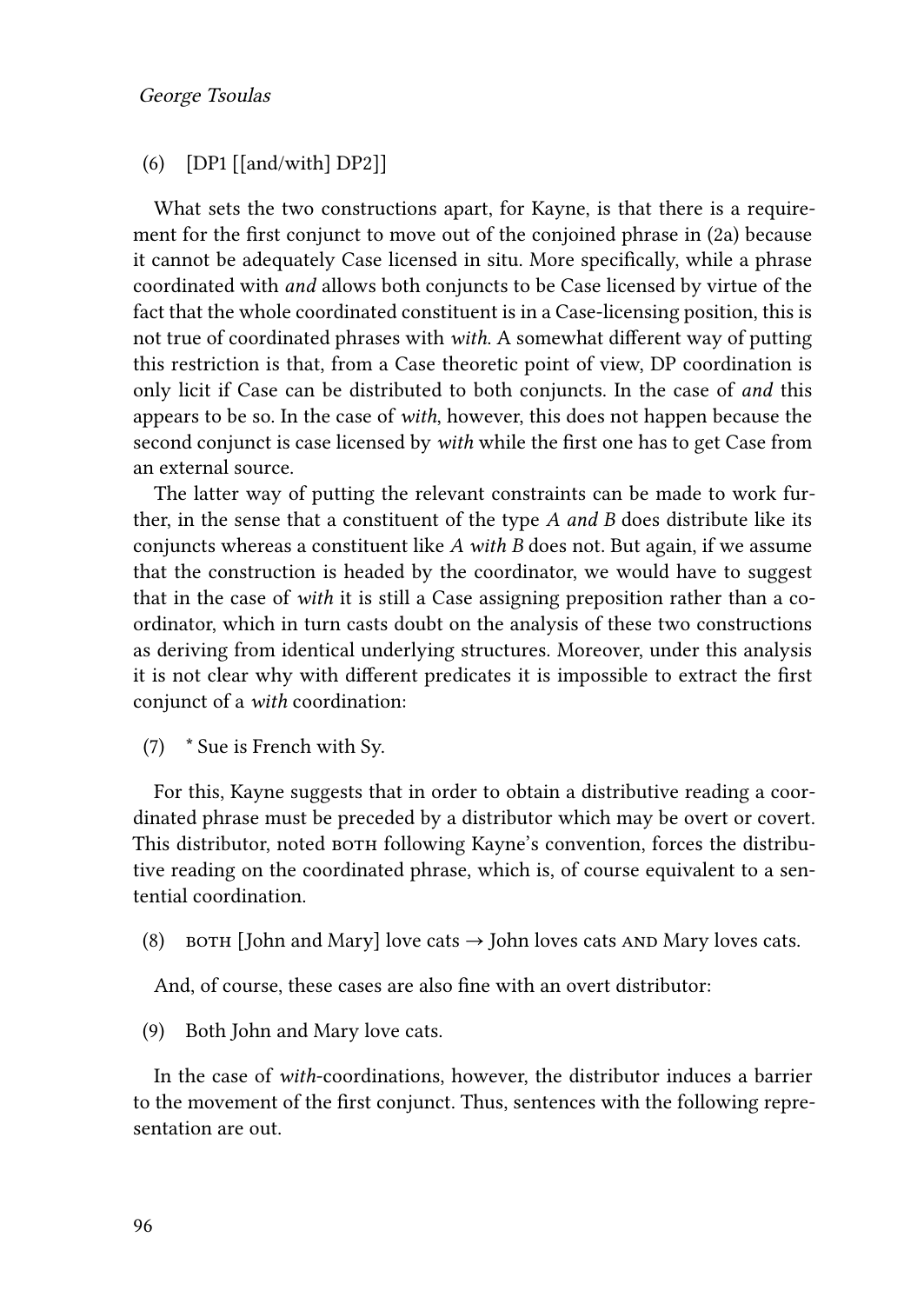(6) [DP1 [[and/with] DP2]]

What sets the two constructions apart, for Kayne, is that there is a requirement for the first conjunct to move out of the conjoined phrase in (2a) because it cannot be adequately Case licensed in situ. More specifically, while a phrase coordinated with *and* allows both conjuncts to be Case licensed by virtue of the fact that the whole coordinated constituent is in a Case-licensing position, this is not true of coordinated phrases with *with*. A somewhat different way of putting this restriction is that, from a Case theoretic point of view, DP coordination is only licit if Case can be distributed to both conjuncts. In the case of *and* this appears to be so. In the case of *with*, however, this does not happen because the second conjunct is case licensed by *with* while the first one has to get Case from an external source.

The latter way of putting the relevant constraints can be made to work further, in the sense that a constituent of the type *A and B* does distribute like its conjuncts whereas a constituent like *A with B* does not. But again, if we assume that the construction is headed by the coordinator, we would have to suggest that in the case of *with* it is still a Case assigning preposition rather than a coordinator, which in turn casts doubt on the analysis of these two constructions as deriving from identical underlying structures. Moreover, under this analysis it is not clear why with different predicates it is impossible to extract the first conjunct of a *with* coordination:

(7) * Sue is French with Sy.

For this, Kayne suggests that in order to obtain a distributive reading a coordinated phrase must be preceded by a distributor which may be overt or covert. This distributor, noted BOTH following Kayne's convention, forces the distributive reading on the coordinated phrase, which is, of course equivalent to a sentential coordination.

(8) BOTH [John and Mary] love cats → John loves cats AND Mary loves cats.

And, of course, these cases are also fine with an overt distributor:

(9) Both John and Mary love cats.

In the case of *with*-coordinations, however, the distributor induces a barrier to the movement of the first conjunct. Thus, sentences with the following representation are out.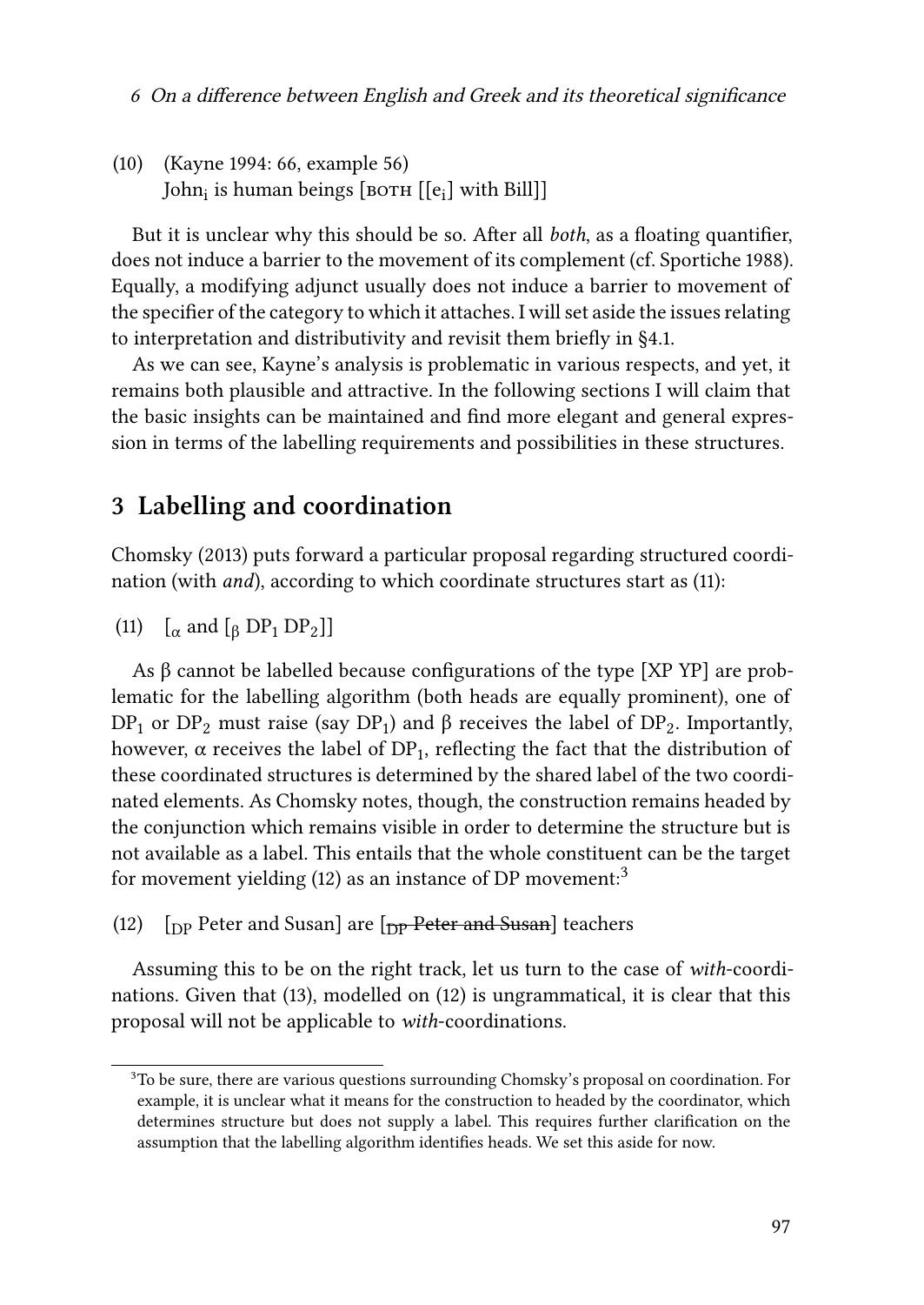(10) (Kayne 1994: 66, example 56)
John$_i$ is human beings [BOTH [[e$_i$] with Bill]]

But it is unclear why this should be so. After all *both*, as a floating quantifier, does not induce a barrier to the movement of its complement (cf. Sportiche 1988). Equally, a modifying adjunct usually does not induce a barrier to movement of the specifier of the category to which it attaches. I will set aside the issues relating to interpretation and distributivity and revisit them briefly in §4.1.

As we can see, Kayne's analysis is problematic in various respects, and yet, it remains both plausible and attractive. In the following sections I will claim that the basic insights can be maintained and find more elegant and general expression in terms of the labelling requirements and possibilities in these structures.

## 3 Labelling and coordination

Chomsky (2013) puts forward a particular proposal regarding structured coordination (with *and*), according to which coordinate structures start as (11):

(11) [$_\alpha$ and [$_\beta$ DP$_1$ DP$_2$]]

As β cannot be labelled because configurations of the type [XP YP] are problematic for the labelling algorithm (both heads are equally prominent), one of DP$_1$ or DP$_2$ must raise (say DP$_1$) and β receives the label of DP$_2$. Importantly, however, α receives the label of DP$_1$, reflecting the fact that the distribution of these coordinated structures is determined by the shared label of the two coordinated elements. As Chomsky notes, though, the construction remains headed by the conjunction which remains visible in order to determine the structure but is not available as a label. This entails that the whole constituent can be the target for movement yielding (12) as an instance of DP movement:[3]

(12) [$_{DP}$ Peter and Susan] are [~~$_{DP}$ Peter and Susan~~] teachers

Assuming this to be on the right track, let us turn to the case of *with*-coordinations. Given that (13), modelled on (12) is ungrammatical, it is clear that this proposal will not be applicable to *with*-coordinations.

[3]To be sure, there are various questions surrounding Chomsky's proposal on coordination. For example, it is unclear what it means for the construction to headed by the coordinator, which determines structure but does not supply a label. This requires further clarification on the assumption that the labelling algorithm identifies heads. We set this aside for now.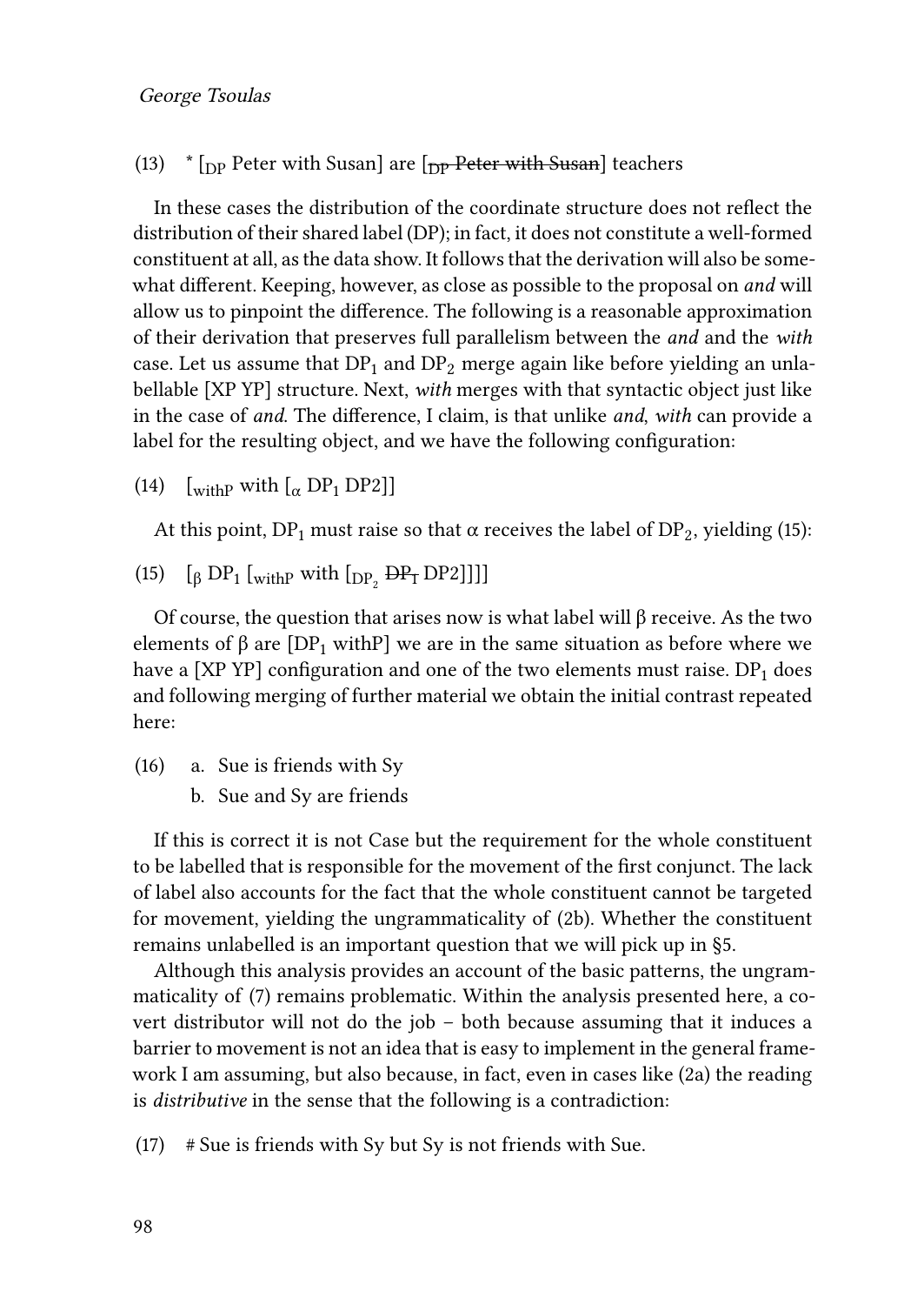(13) * [$_{\text{DP}}$ Peter with Susan] are [$_{\text{DP}}$ ~~Peter with Susan~~] teachers

In these cases the distribution of the coordinate structure does not reflect the distribution of their shared label (DP); in fact, it does not constitute a well-formed constituent at all, as the data show. It follows that the derivation will also be somewhat different. Keeping, however, as close as possible to the proposal on *and* will allow us to pinpoint the difference. The following is a reasonable approximation of their derivation that preserves full parallelism between the *and* and the *with* case. Let us assume that $\text{DP}_1$ and $\text{DP}_2$ merge again like before yielding an unlabellable [XP YP] structure. Next, *with* merges with that syntactic object just like in the case of *and*. The difference, I claim, is that unlike *and*, *with* can provide a label for the resulting object, and we have the following configuration:

(14) [$_{\text{withP}}$ with [$_{\alpha}$ $\text{DP}_1$ DP2]]

At this point, $\text{DP}_1$ must raise so that $\alpha$ receives the label of $\text{DP}_2$, yielding (15):

(15) [$_{\beta}$ $\text{DP}_1$ [$_{\text{withP}}$ with [$_{\text{DP}_2}$ ~~$\text{DP}_1$~~ DP2]]]]

Of course, the question that arises now is what label will $\beta$ receive. As the two elements of $\beta$ are [$\text{DP}_1$ withP] we are in the same situation as before where we have a [XP YP] configuration and one of the two elements must raise. $\text{DP}_1$ does and following merging of further material we obtain the initial contrast repeated here:

(16) a. Sue is friends with Sy
b. Sue and Sy are friends

If this is correct it is not Case but the requirement for the whole constituent to be labelled that is responsible for the movement of the first conjunct. The lack of label also accounts for the fact that the whole constituent cannot be targeted for movement, yielding the ungrammaticality of (2b). Whether the constituent remains unlabelled is an important question that we will pick up in §5.

Although this analysis provides an account of the basic patterns, the ungrammaticality of (7) remains problematic. Within the analysis presented here, a covert distributor will not do the job – both because assuming that it induces a barrier to movement is not an idea that is easy to implement in the general framework I am assuming, but also because, in fact, even in cases like (2a) the reading is *distributive* in the sense that the following is a contradiction:

(17) # Sue is friends with Sy but Sy is not friends with Sue.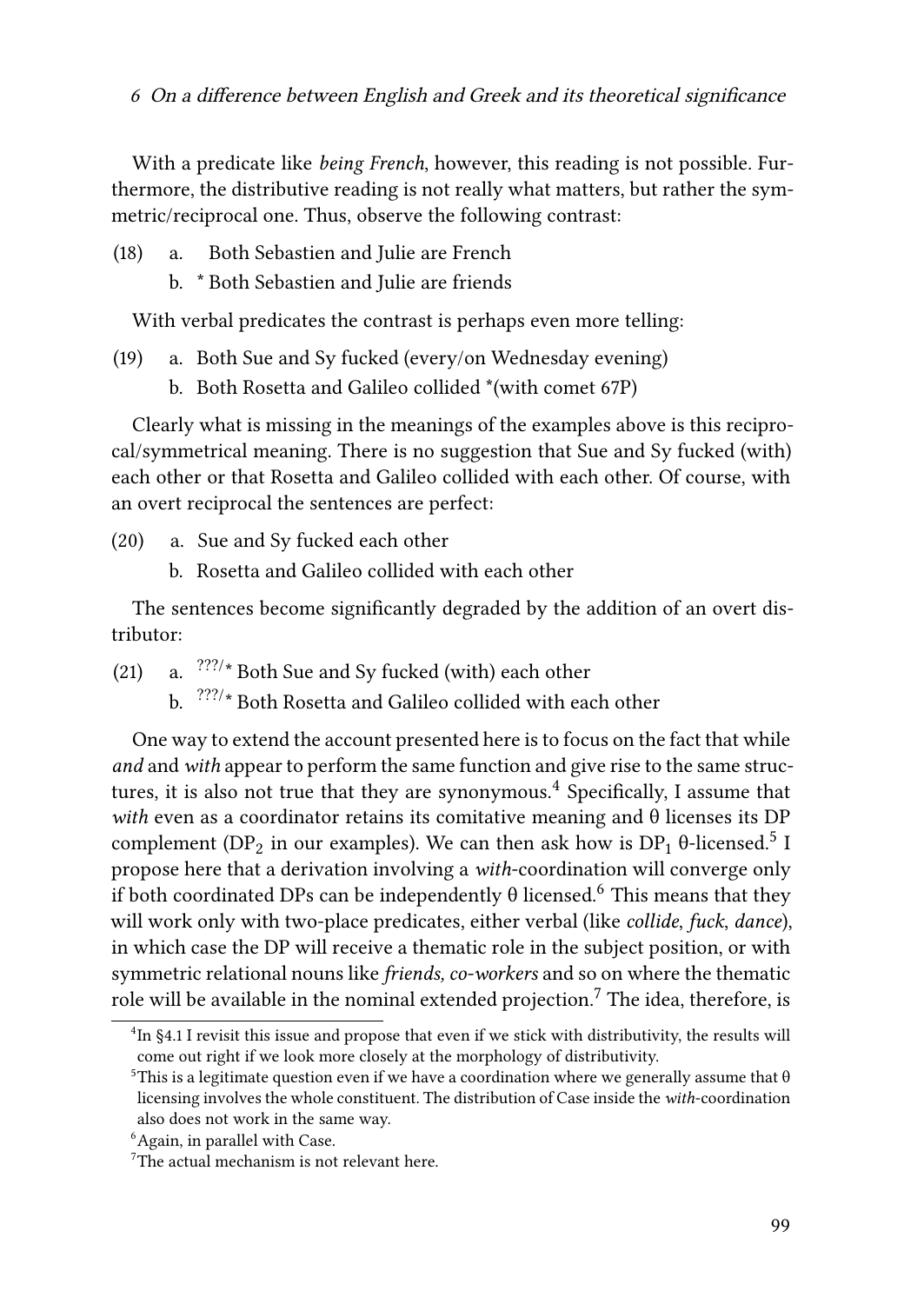With a predicate like *being French*, however, this reading is not possible. Furthermore, the distributive reading is not really what matters, but rather the symmetric/reciprocal one. Thus, observe the following contrast:

(18) a. Both Sebastien and Julie are French

b. * Both Sebastien and Julie are friends

With verbal predicates the contrast is perhaps even more telling:

(19) a. Both Sue and Sy fucked (every/on Wednesday evening)

b. Both Rosetta and Galileo collided *(with comet 67P)

Clearly what is missing in the meanings of the examples above is this reciprocal/symmetrical meaning. There is no suggestion that Sue and Sy fucked (with) each other or that Rosetta and Galileo collided with each other. Of course, with an overt reciprocal the sentences are perfect:

(20) a. Sue and Sy fucked each other

b. Rosetta and Galileo collided with each other

The sentences become significantly degraded by the addition of an overt distributor:

(21) a. ???/* Both Sue and Sy fucked (with) each other

b. ???/* Both Rosetta and Galileo collided with each other

One way to extend the account presented here is to focus on the fact that while *and* and *with* appear to perform the same function and give rise to the same structures, it is also not true that they are synonymous.[4] Specifically, I assume that *with* even as a coordinator retains its comitative meaning and θ licenses its DP complement ($DP_2$ in our examples). We can then ask how is $DP_1$ θ-licensed.[5] I propose here that a derivation involving a *with*-coordination will converge only if both coordinated DPs can be independently θ licensed.[6] This means that they will work only with two-place predicates, either verbal (like *collide*, *fuck*, *dance*), in which case the DP will receive a thematic role in the subject position, or with symmetric relational nouns like *friends, co-workers* and so on where the thematic role will be available in the nominal extended projection.[7] The idea, therefore, is

[4] In §4.1 I revisit this issue and propose that even if we stick with distributivity, the results will come out right if we look more closely at the morphology of distributivity.

[5] This is a legitimate question even if we have a coordination where we generally assume that θ licensing involves the whole constituent. The distribution of Case inside the *with*-coordination also does not work in the same way.

[6] Again, in parallel with Case.

[7] The actual mechanism is not relevant here.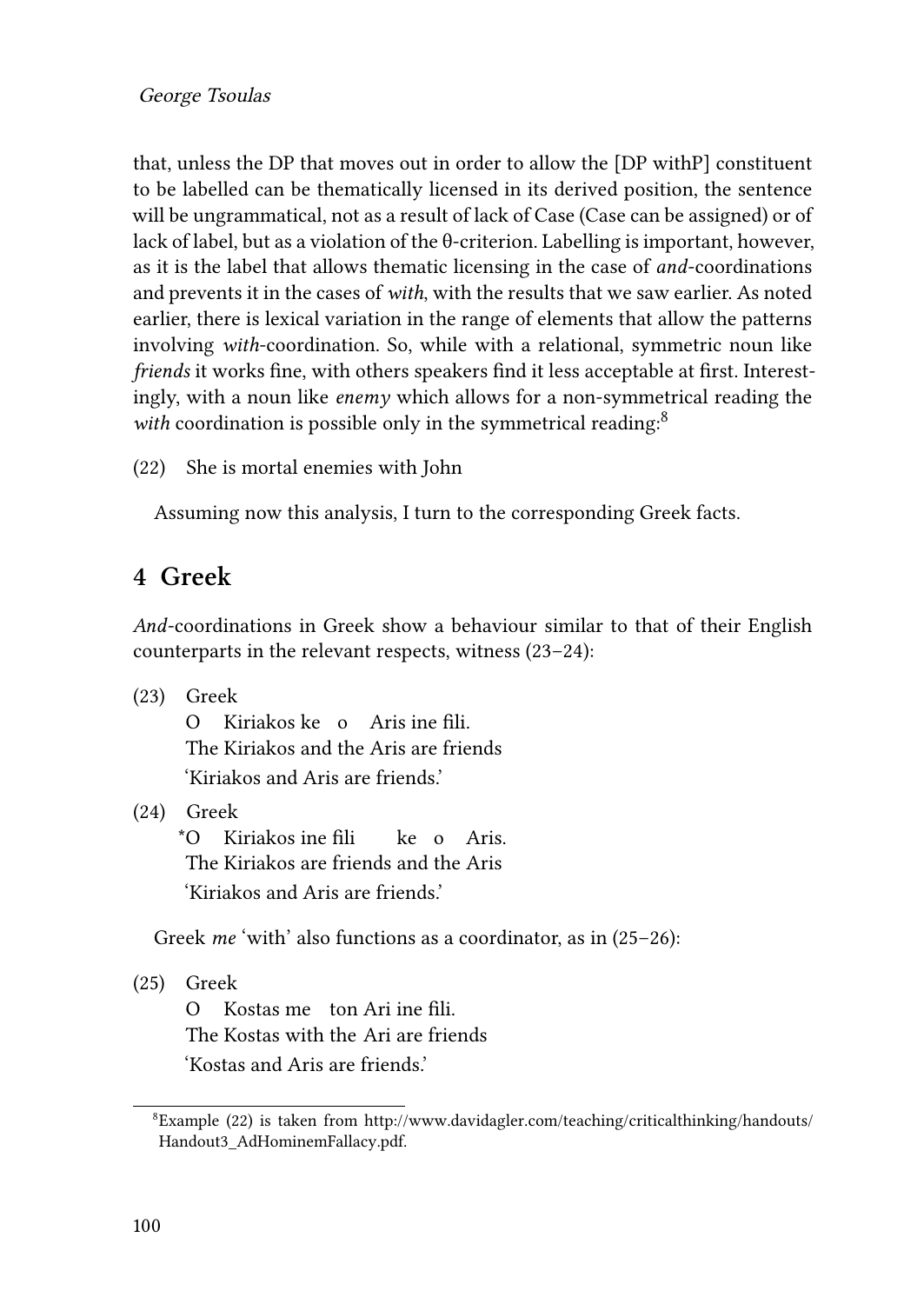that, unless the DP that moves out in order to allow the [DP withP] constituent to be labelled can be thematically licensed in its derived position, the sentence will be ungrammatical, not as a result of lack of Case (Case can be assigned) or of lack of label, but as a violation of the θ-criterion. Labelling is important, however, as it is the label that allows thematic licensing in the case of *and*-coordinations and prevents it in the cases of *with*, with the results that we saw earlier. As noted earlier, there is lexical variation in the range of elements that allow the patterns involving *with*-coordination. So, while with a relational, symmetric noun like *friends* it works fine, with others speakers find it less acceptable at first. Interestingly, with a noun like *enemy* which allows for a non-symmetrical reading the *with* coordination is possible only in the symmetrical reading:[8]

(22) She is mortal enemies with John

Assuming now this analysis, I turn to the corresponding Greek facts.

## 4 Greek

*And*-coordinations in Greek show a behaviour similar to that of their English counterparts in the relevant respects, witness (23–24):

(23) Greek
O Kiriakos ke o Aris ine fili.
The Kiriakos and the Aris are friends
'Kiriakos and Aris are friends.'

(24) Greek
*O Kiriakos ine fili ke o Aris.
The Kiriakos are friends and the Aris
'Kiriakos and Aris are friends.'

Greek *me* 'with' also functions as a coordinator, as in (25–26):

(25) Greek
O Kostas me ton Ari ine fili.
The Kostas with the Ari are friends
'Kostas and Aris are friends.'

[8]Example (22) is taken from http://www.davidagler.com/teaching/criticalthinking/handouts/Handout3_AdHominemFallacy.pdf.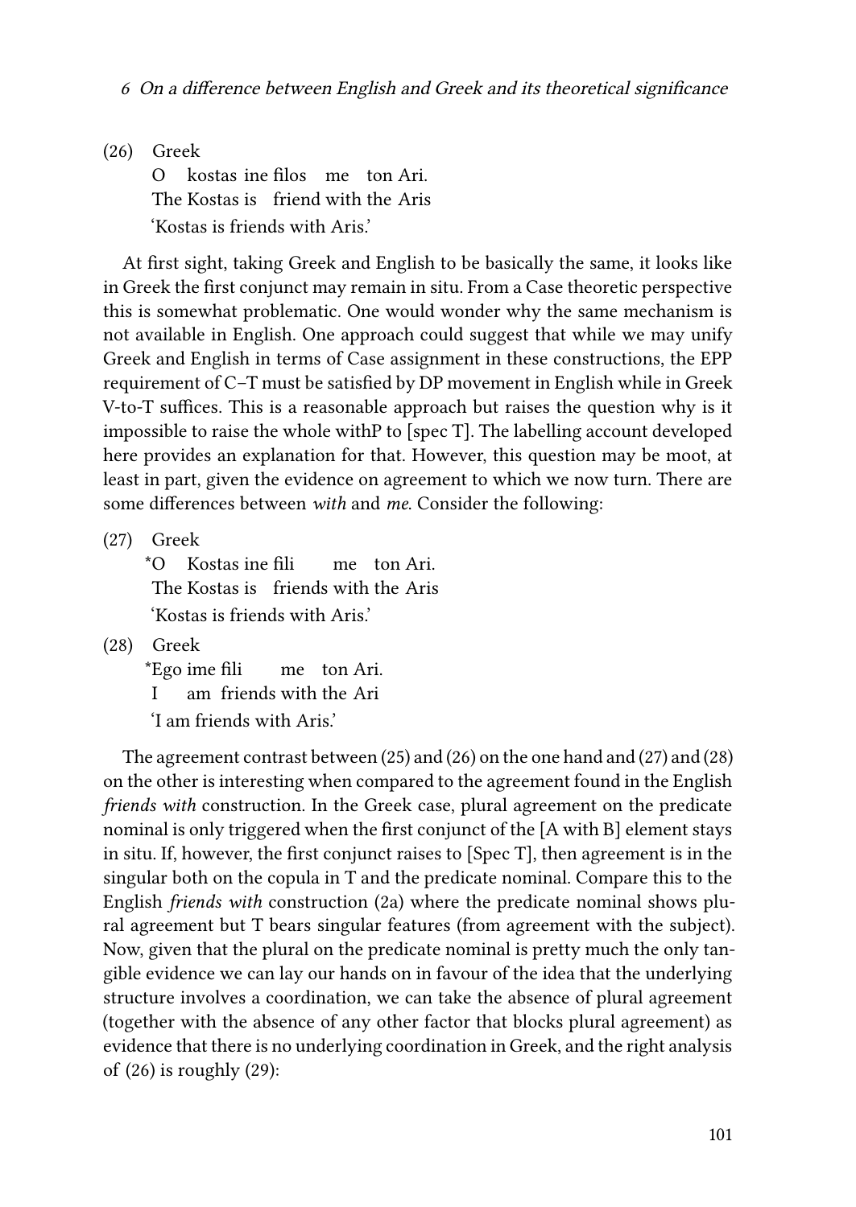(26) Greek

O kostas ine filos me ton Ari.
The Kostas is friend with the Aris
'Kostas is friends with Aris.'

At first sight, taking Greek and English to be basically the same, it looks like in Greek the first conjunct may remain in situ. From a Case theoretic perspective this is somewhat problematic. One would wonder why the same mechanism is not available in English. One approach could suggest that while we may unify Greek and English in terms of Case assignment in these constructions, the EPP requirement of C–T must be satisfied by DP movement in English while in Greek V-to-T suffices. This is a reasonable approach but raises the question why is it impossible to raise the whole withP to [spec T]. The labelling account developed here provides an explanation for that. However, this question may be moot, at least in part, given the evidence on agreement to which we now turn. There are some differences between *with* and *me*. Consider the following:

(27) Greek

*O Kostas ine fili me ton Ari.
The Kostas is friends with the Aris
'Kostas is friends with Aris.'

(28) Greek

*Ego ime fili me ton Ari.
I am friends with the Ari
'I am friends with Aris.'

The agreement contrast between (25) and (26) on the one hand and (27) and (28) on the other is interesting when compared to the agreement found in the English *friends with* construction. In the Greek case, plural agreement on the predicate nominal is only triggered when the first conjunct of the [A with B] element stays in situ. If, however, the first conjunct raises to [Spec T], then agreement is in the singular both on the copula in T and the predicate nominal. Compare this to the English *friends with* construction (2a) where the predicate nominal shows plural agreement but T bears singular features (from agreement with the subject). Now, given that the plural on the predicate nominal is pretty much the only tangible evidence we can lay our hands on in favour of the idea that the underlying structure involves a coordination, we can take the absence of plural agreement (together with the absence of any other factor that blocks plural agreement) as evidence that there is no underlying coordination in Greek, and the right analysis of (26) is roughly (29):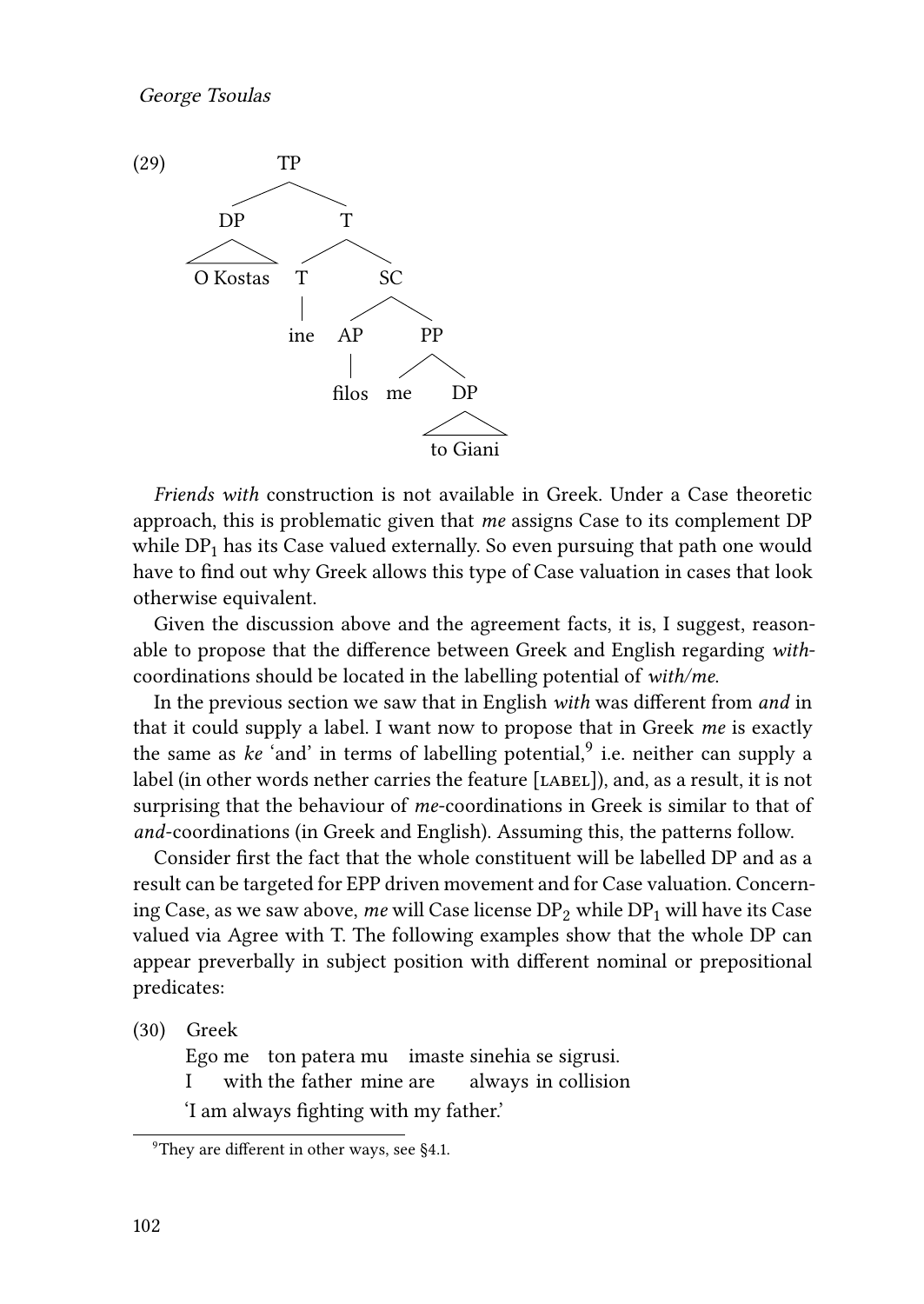(29) [TP [DP O Kostas] [T [T ine] [SC [AP filos] [PP me [DP to Giani]]]]]

*Friends with* construction is not available in Greek. Under a Case theoretic approach, this is problematic given that *me* assigns Case to its complement DP while $DP_1$ has its Case valued externally. So even pursuing that path one would have to find out why Greek allows this type of Case valuation in cases that look otherwise equivalent.

Given the discussion above and the agreement facts, it is, I suggest, reasonable to propose that the difference between Greek and English regarding *with*-coordinations should be located in the labelling potential of *with/me*.

In the previous section we saw that in English *with* was different from *and* in that it could supply a label. I want now to propose that in Greek *me* is exactly the same as *ke* 'and' in terms of labelling potential,[9] i.e. neither can supply a label (in other words nether carries the feature [LABEL]), and, as a result, it is not surprising that the behaviour of *me*-coordinations in Greek is similar to that of *and*-coordinations (in Greek and English). Assuming this, the patterns follow.

Consider first the fact that the whole constituent will be labelled DP and as a result can be targeted for EPP driven movement and for Case valuation. Concerning Case, as we saw above, *me* will Case license $DP_2$ while $DP_1$ will have its Case valued via Agree with T. The following examples show that the whole DP can appear preverbally in subject position with different nominal or prepositional predicates:

(30) Greek
Ego me ton patera mu imaste sinehia se sigrusi.
I with the father mine are always in collision
'I am always fighting with my father.'

[9] They are different in other ways, see §4.1.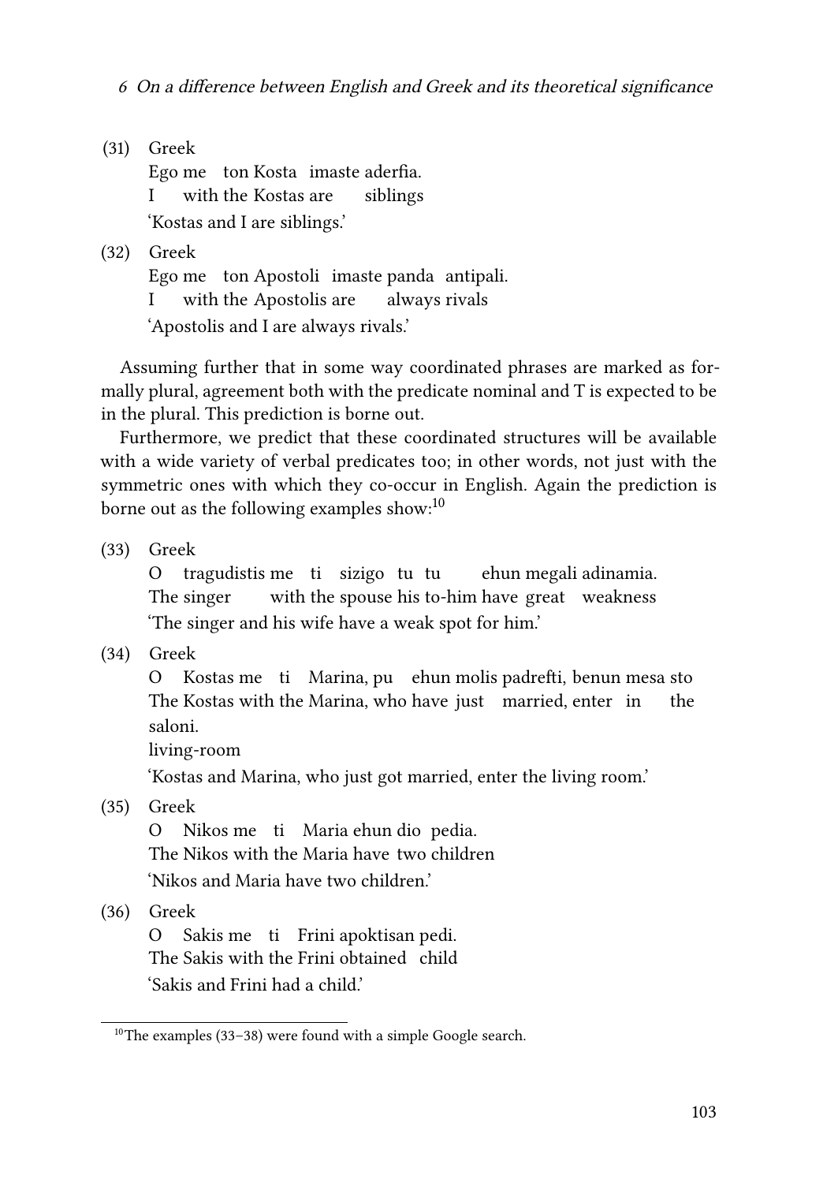(31) Greek
Ego me ton Kosta imaste aderfia.
I with the Kostas are siblings
'Kostas and I are siblings.'

(32) Greek
Ego me ton Apostoli imaste panda antipali.
I with the Apostolis are always rivals
'Apostolis and I are always rivals.'

Assuming further that in some way coordinated phrases are marked as formally plural, agreement both with the predicate nominal and T is expected to be in the plural. This prediction is borne out.

Furthermore, we predict that these coordinated structures will be available with a wide variety of verbal predicates too; in other words, not just with the symmetric ones with which they co-occur in English. Again the prediction is borne out as the following examples show:[10]

(33) Greek
O tragudistis me ti sizigo tu tu ehun megali adinamia.
The singer with the spouse his to-him have great weakness
'The singer and his wife have a weak spot for him.'

(34) Greek
O Kostas me ti Marina, pu ehun molis padrefti, benun mesa sto saloni.
The Kostas with the Marina, who have just married, enter in the living-room
'Kostas and Marina, who just got married, enter the living room.'

(35) Greek
O Nikos me ti Maria ehun dio pedia.
The Nikos with the Maria have two children
'Nikos and Maria have two children.'

(36) Greek
O Sakis me ti Frini apoktisan pedi.
The Sakis with the Frini obtained child
'Sakis and Frini had a child.'

[10] The examples (33–38) were found with a simple Google search.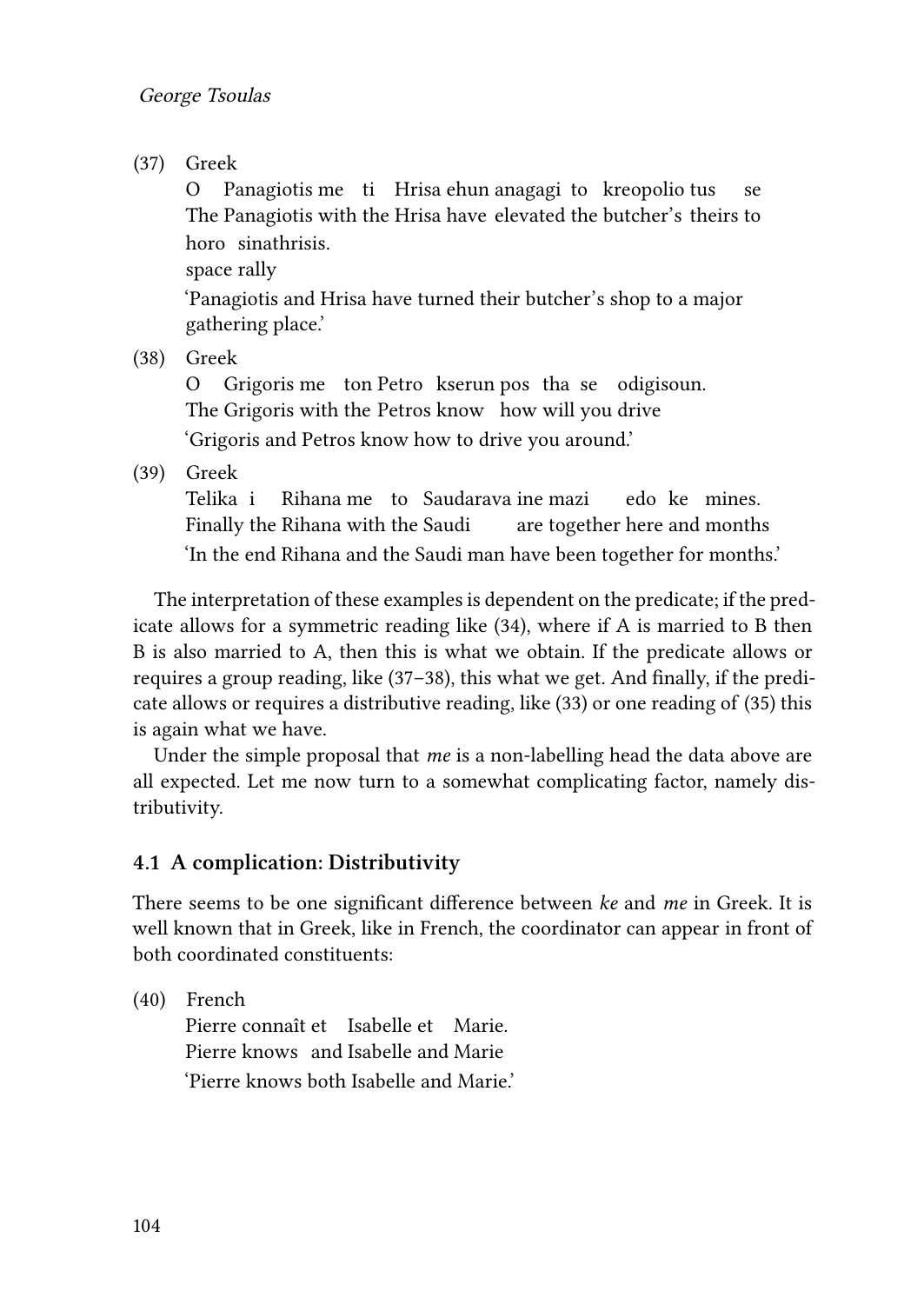(37) Greek
O Panagiotis me ti Hrisa ehun anagagi to kreopolio tus se
The Panagiotis with the Hrisa have elevated the butcher's theirs to
horo sinathrisis.
space rally
'Panagiotis and Hrisa have turned their butcher's shop to a major gathering place.'

(38) Greek
O Grigoris me ton Petro kserun pos tha se odigisoun.
The Grigoris with the Petros know how will you drive
'Grigoris and Petros know how to drive you around.'

(39) Greek
Telika i Rihana me to Saudarava ine mazi edo ke mines.
Finally the Rihana with the Saudi are together here and months
'In the end Rihana and the Saudi man have been together for months.'

The interpretation of these examples is dependent on the predicate; if the predicate allows for a symmetric reading like (34), where if A is married to B then B is also married to A, then this is what we obtain. If the predicate allows or requires a group reading, like (37–38), this what we get. And finally, if the predicate allows or requires a distributive reading, like (33) or one reading of (35) this is again what we have.

Under the simple proposal that *me* is a non-labelling head the data above are all expected. Let me now turn to a somewhat complicating factor, namely distributivity.

### 4.1 A complication: Distributivity

There seems to be one significant difference between *ke* and *me* in Greek. It is well known that in Greek, like in French, the coordinator can appear in front of both coordinated constituents:

(40) French
Pierre connaît et Isabelle et Marie.
Pierre knows and Isabelle and Marie
'Pierre knows both Isabelle and Marie.'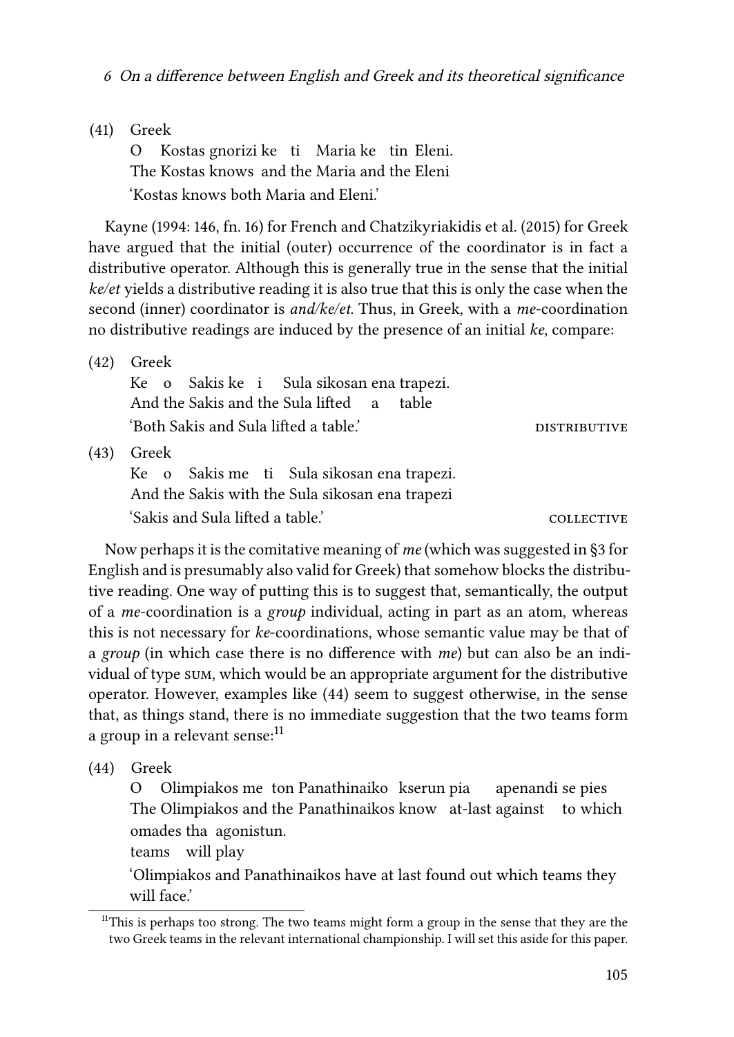(41) Greek

O Kostas gnorizi ke ti Maria ke tin Eleni.
The Kostas knows and the Maria and the Eleni
'Kostas knows both Maria and Eleni.'

Kayne (1994: 146, fn. 16) for French and Chatzikyriakidis et al. (2015) for Greek have argued that the initial (outer) occurrence of the coordinator is in fact a distributive operator. Although this is generally true in the sense that the initial *ke/et* yields a distributive reading it is also true that this is only the case when the second (inner) coordinator is *and/ke/et*. Thus, in Greek, with a *me*-coordination no distributive readings are induced by the presence of an initial *ke*, compare:

(42) Greek

Ke o Sakis ke i Sula sikosan ena trapezi.
And the Sakis and the Sula lifted a table
'Both Sakis and Sula lifted a table.' DISTRIBUTIVE

(43) Greek

Ke o Sakis me ti Sula sikosan ena trapezi.
And the Sakis with the Sula sikosan ena trapezi
'Sakis and Sula lifted a table.' COLLECTIVE

Now perhaps it is the comitative meaning of *me* (which was suggested in §3 for English and is presumably also valid for Greek) that somehow blocks the distributive reading. One way of putting this is to suggest that, semantically, the output of a *me*-coordination is a *group* individual, acting in part as an atom, whereas this is not necessary for *ke*-coordinations, whose semantic value may be that of a *group* (in which case there is no difference with *me*) but can also be an individual of type SUM, which would be an appropriate argument for the distributive operator. However, examples like (44) seem to suggest otherwise, in the sense that, as things stand, there is no immediate suggestion that the two teams form a group in a relevant sense:[11]

(44) Greek

O Olimpiakos me ton Panathinaiko kserun pia apenandi se pies omades tha agonistun.
The Olimpiakos and the Panathinaikos know at-last against to which teams will play
'Olimpiakos and Panathinaikos have at last found out which teams they will face.'

[11] This is perhaps too strong. The two teams might form a group in the sense that they are the two Greek teams in the relevant international championship. I will set this aside for this paper.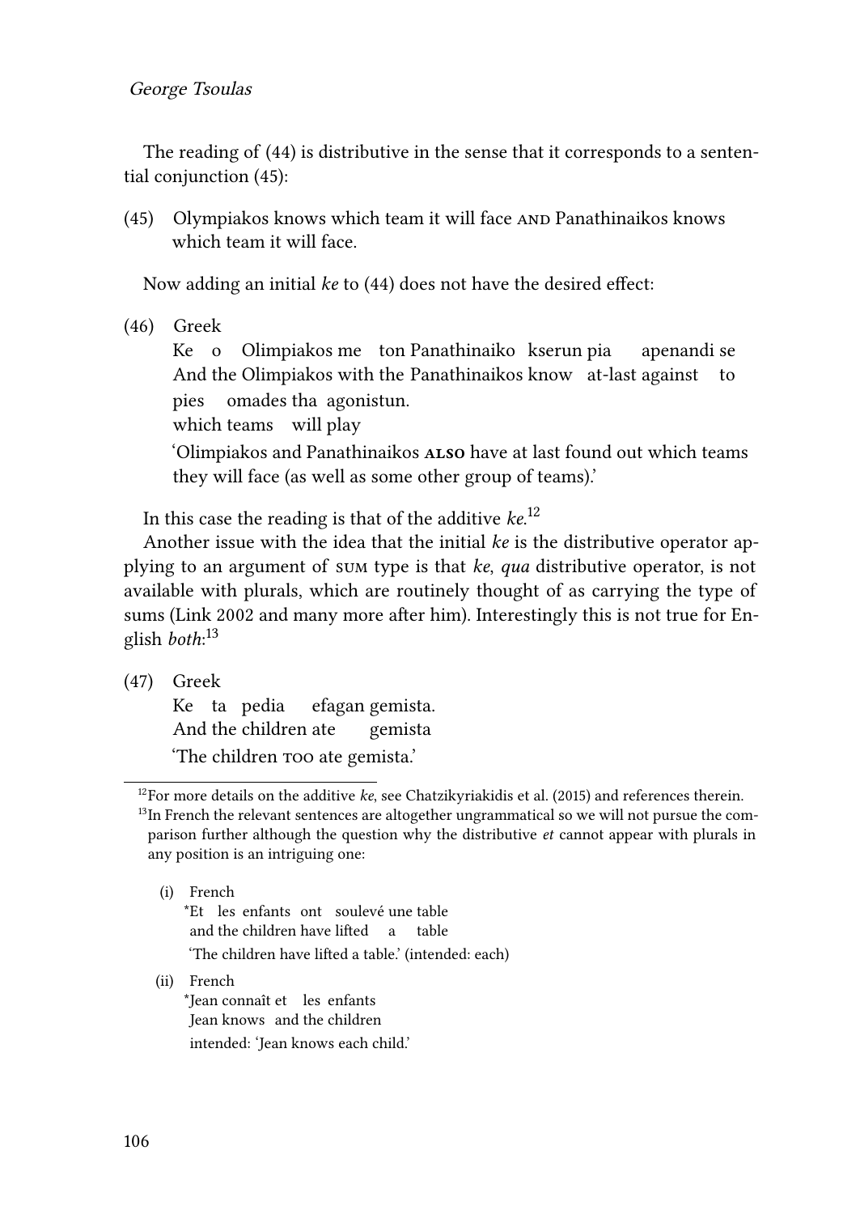The reading of (44) is distributive in the sense that it corresponds to a sentential conjunction (45):

(45) Olympiakos knows which team it will face AND Panathinaikos knows which team it will face.

Now adding an initial *ke* to (44) does not have the desired effect:

(46) Greek
Ke o Olimpiakos me ton Panathinaiko kserun pia apenandi se
And the Olimpiakos with the Panathinaikos know at-last against to
pies omades tha agonistun.
which teams will play
'Olimpiakos and Panathinaikos **ALSO** have at last found out which teams they will face (as well as some other group of teams).'

In this case the reading is that of the additive *ke*.[12]

Another issue with the idea that the initial *ke* is the distributive operator applying to an argument of SUM type is that *ke*, *qua* distributive operator, is not available with plurals, which are routinely thought of as carrying the type of sums (Link 2002 and many more after him). Interestingly this is not true for English *both*:[13]

(47) Greek
Ke ta pedia efagan gemista.
And the children ate gemista
'The children TOO ate gemista.'

---

[12]For more details on the additive *ke*, see Chatzikyriakidis et al. (2015) and references therein.

[13]In French the relevant sentences are altogether ungrammatical so we will not pursue the comparison further although the question why the distributive *et* cannot appear with plurals in any position is an intriguing one:

(i) French
*Et les enfants ont soulevé une table
and the children have lifted a table
'The children have lifted a table.' (intended: each)

(ii) French
*Jean connaît et les enfants
Jean knows and the children
intended: 'Jean knows each child.'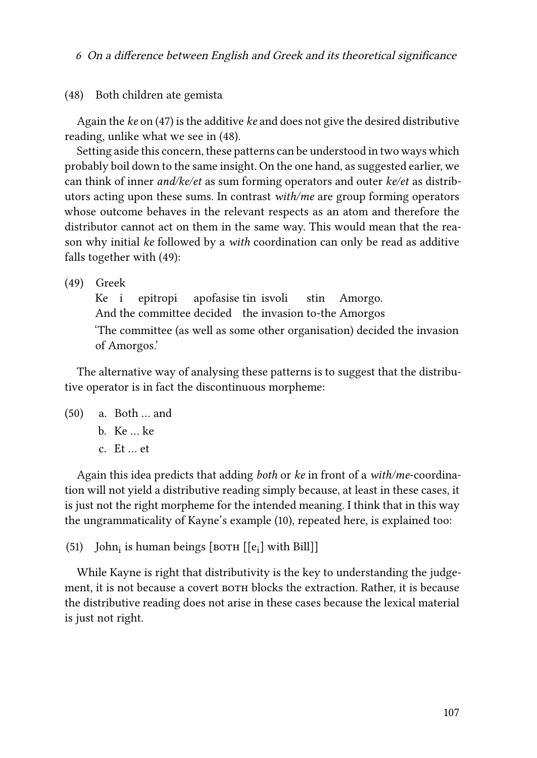(48) Both children ate gemista

Again the *ke* on (47) is the additive *ke* and does not give the desired distributive reading, unlike what we see in (48).

Setting aside this concern, these patterns can be understood in two ways which probably boil down to the same insight. On the one hand, as suggested earlier, we can think of inner *and/ke/et* as sum forming operators and outer *ke/et* as distributors acting upon these sums. In contrast *with/me* are group forming operators whose outcome behaves in the relevant respects as an atom and therefore the distributor cannot act on them in the same way. This would mean that the reason why initial *ke* followed by a *with* coordination can only be read as additive falls together with (49):

(49) Greek
Ke i epitropi apofasise tin isvoli stin Amorgo.
And the committee decided the invasion to-the Amorgos
'The committee (as well as some other organisation) decided the invasion of Amorgos.'

The alternative way of analysing these patterns is to suggest that the distributive operator is in fact the discontinuous morpheme:

(50) a. Both … and
b. Ke … ke
c. Et … et

Again this idea predicts that adding *both* or *ke* in front of a *with/me*-coordination will not yield a distributive reading simply because, at least in these cases, it is just not the right morpheme for the intended meaning. I think that in this way the ungrammaticality of Kayne's example (10), repeated here, is explained too:

(51) John$_i$ is human beings [BOTH [[e$_i$] with Bill]]

While Kayne is right that distributivity is the key to understanding the judgement, it is not because a covert BOTH blocks the extraction. Rather, it is because the distributive reading does not arise in these cases because the lexical material is just not right.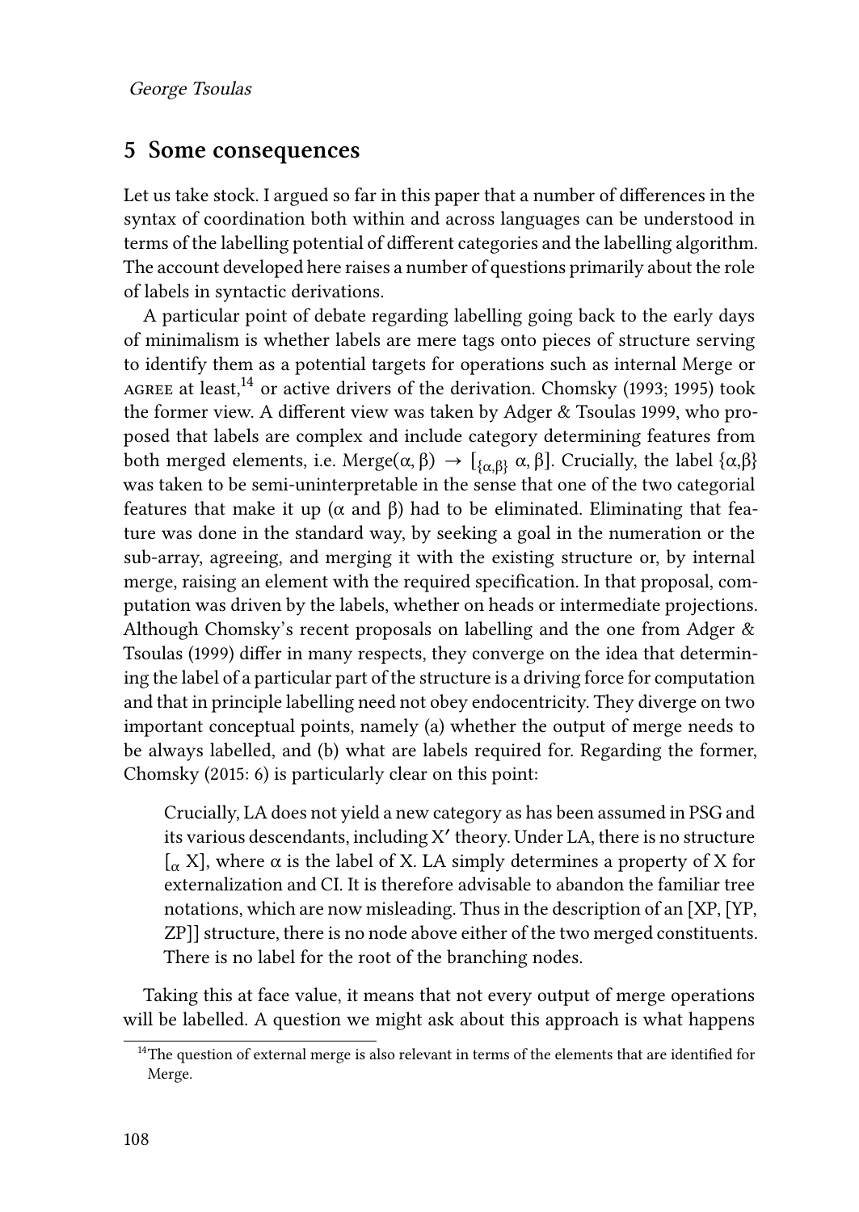## 5 Some consequences

Let us take stock. I argued so far in this paper that a number of differences in the syntax of coordination both within and across languages can be understood in terms of the labelling potential of different categories and the labelling algorithm. The account developed here raises a number of questions primarily about the role of labels in syntactic derivations.

A particular point of debate regarding labelling going back to the early days of minimalism is whether labels are mere tags onto pieces of structure serving to identify them as a potential targets for operations such as internal Merge or AGREE at least,[14] or active drivers of the derivation. Chomsky (1993; 1995) took the former view. A different view was taken by Adger & Tsoulas 1999, who proposed that labels are complex and include category determining features from both merged elements, i.e. Merge($\alpha$, $\beta$) $\rightarrow$ $[_{\{\alpha,\beta\}}\ \alpha, \beta]$. Crucially, the label $\{\alpha,\beta\}$ was taken to be semi-uninterpretable in the sense that one of the two categorial features that make it up ($\alpha$ and $\beta$) had to be eliminated. Eliminating that feature was done in the standard way, by seeking a goal in the numeration or the sub-array, agreeing, and merging it with the existing structure or, by internal merge, raising an element with the required specification. In that proposal, computation was driven by the labels, whether on heads or intermediate projections. Although Chomsky's recent proposals on labelling and the one from Adger & Tsoulas (1999) differ in many respects, they converge on the idea that determining the label of a particular part of the structure is a driving force for computation and that in principle labelling need not obey endocentricity. They diverge on two important conceptual points, namely (a) whether the output of merge needs to be always labelled, and (b) what are labels required for. Regarding the former, Chomsky (2015: 6) is particularly clear on this point:

> Crucially, LA does not yield a new category as has been assumed in PSG and its various descendants, including X′ theory. Under LA, there is no structure $[_\alpha$ X], where $\alpha$ is the label of X. LA simply determines a property of X for externalization and CI. It is therefore advisable to abandon the familiar tree notations, which are now misleading. Thus in the description of an [XP, [YP, ZP]] structure, there is no node above either of the two merged constituents. There is no label for the root of the branching nodes.

Taking this at face value, it means that not every output of merge operations will be labelled. A question we might ask about this approach is what happens

[14] The question of external merge is also relevant in terms of the elements that are identified for Merge.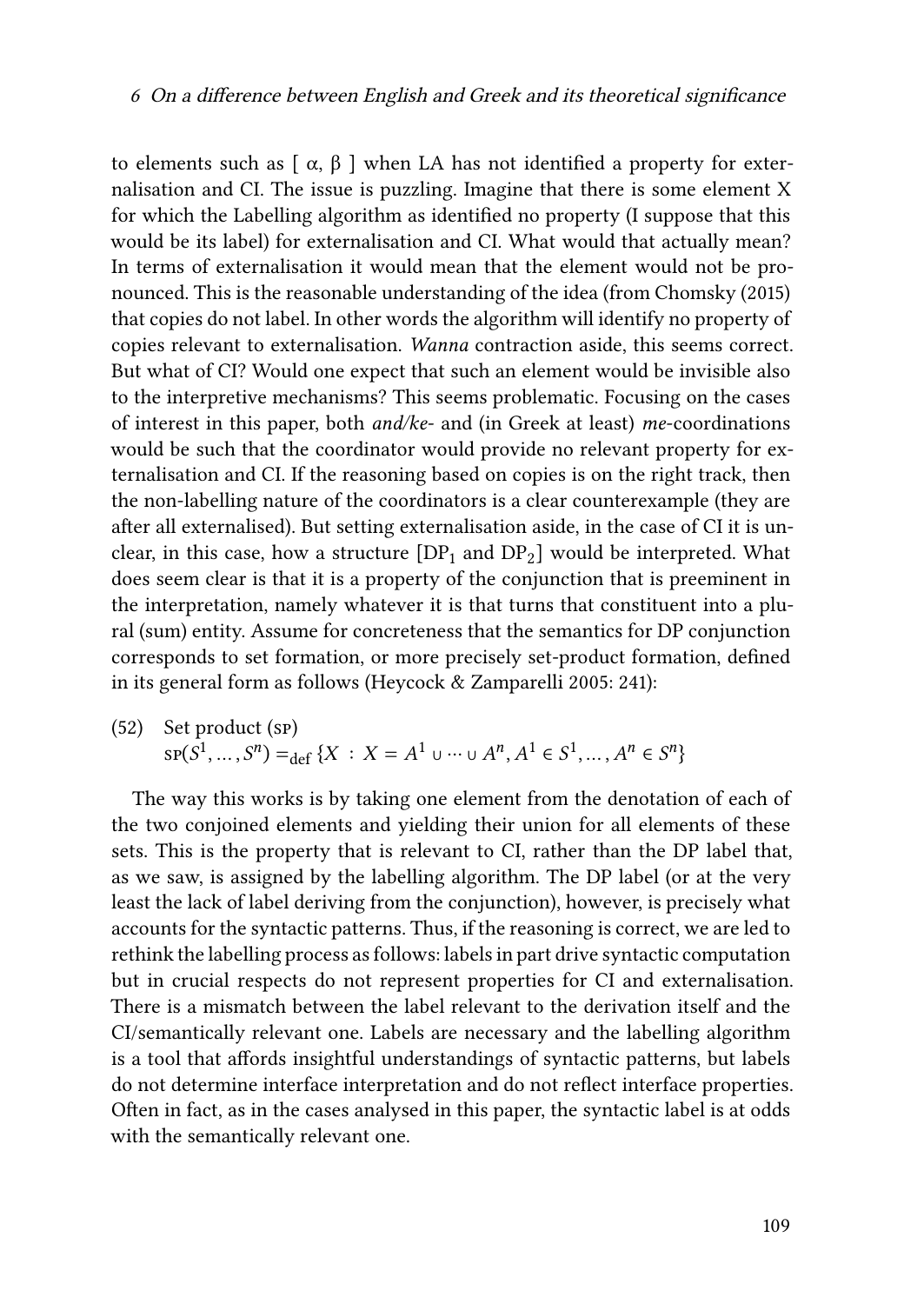to elements such as [ α, β ] when LA has not identified a property for externalisation and CI. The issue is puzzling. Imagine that there is some element X for which the Labelling algorithm as identified no property (I suppose that this would be its label) for externalisation and CI. What would that actually mean? In terms of externalisation it would mean that the element would not be pronounced. This is the reasonable understanding of the idea (from Chomsky (2015) that copies do not label. In other words the algorithm will identify no property of copies relevant to externalisation. *Wanna* contraction aside, this seems correct. But what of CI? Would one expect that such an element would be invisible also to the interpretive mechanisms? This seems problematic. Focusing on the cases of interest in this paper, both *and/ke-* and (in Greek at least) *me*-coordinations would be such that the coordinator would provide no relevant property for externalisation and CI. If the reasoning based on copies is on the right track, then the non-labelling nature of the coordinators is a clear counterexample (they are after all externalised). But setting externalisation aside, in the case of CI it is unclear, in this case, how a structure [$DP_1$ and $DP_2$] would be interpreted. What does seem clear is that it is a property of the conjunction that is preeminent in the interpretation, namely whatever it is that turns that constituent into a plural (sum) entity. Assume for concreteness that the semantics for DP conjunction corresponds to set formation, or more precisely set-product formation, defined in its general form as follows (Heycock & Zamparelli 2005: 241):

(52) Set product (SP)
$$\text{SP}(S^1, \ldots, S^n) =_{\text{def}} \{X : X = A^1 \cup \cdots \cup A^n, A^1 \in S^1, \ldots, A^n \in S^n\}$$

The way this works is by taking one element from the denotation of each of the two conjoined elements and yielding their union for all elements of these sets. This is the property that is relevant to CI, rather than the DP label that, as we saw, is assigned by the labelling algorithm. The DP label (or at the very least the lack of label deriving from the conjunction), however, is precisely what accounts for the syntactic patterns. Thus, if the reasoning is correct, we are led to rethink the labelling process as follows: labels in part drive syntactic computation but in crucial respects do not represent properties for CI and externalisation. There is a mismatch between the label relevant to the derivation itself and the CI/semantically relevant one. Labels are necessary and the labelling algorithm is a tool that affords insightful understandings of syntactic patterns, but labels do not determine interface interpretation and do not reflect interface properties. Often in fact, as in the cases analysed in this paper, the syntactic label is at odds with the semantically relevant one.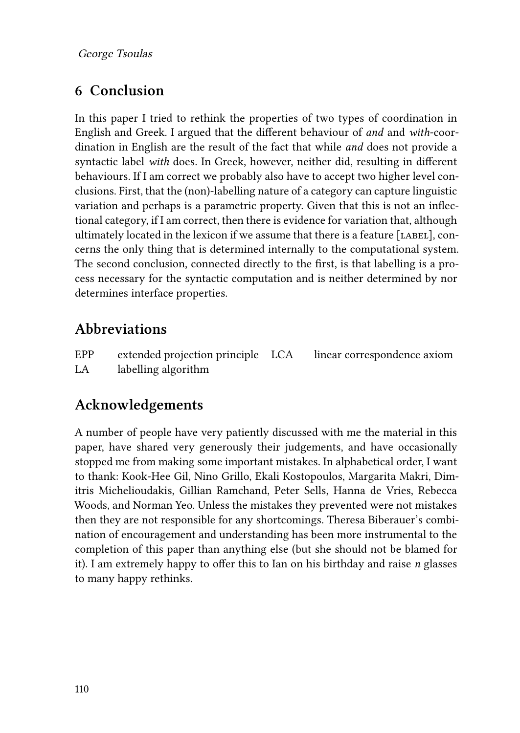## 6 Conclusion

In this paper I tried to rethink the properties of two types of coordination in English and Greek. I argued that the different behaviour of *and* and *with*-coordination in English are the result of the fact that while *and* does not provide a syntactic label *with* does. In Greek, however, neither did, resulting in different behaviours. If I am correct we probably also have to accept two higher level conclusions. First, that the (non)-labelling nature of a category can capture linguistic variation and perhaps is a parametric property. Given that this is not an inflectional category, if I am correct, then there is evidence for variation that, although ultimately located in the lexicon if we assume that there is a feature [LABEL], concerns the only thing that is determined internally to the computational system. The second conclusion, connected directly to the first, is that labelling is a process necessary for the syntactic computation and is neither determined by nor determines interface properties.

## Abbreviations

| | | | |
|---|---|---|---|
| EPP | extended projection principle | LCA | linear correspondence axiom |
| LA | labelling algorithm | | |

## Acknowledgements

A number of people have very patiently discussed with me the material in this paper, have shared very generously their judgements, and have occasionally stopped me from making some important mistakes. In alphabetical order, I want to thank: Kook-Hee Gil, Nino Grillo, Ekali Kostopoulos, Margarita Makri, Dimitris Michelioudakis, Gillian Ramchand, Peter Sells, Hanna de Vries, Rebecca Woods, and Norman Yeo. Unless the mistakes they prevented were not mistakes then they are not responsible for any shortcomings. Theresa Biberauer's combination of encouragement and understanding has been more instrumental to the completion of this paper than anything else (but she should not be blamed for it). I am extremely happy to offer this to Ian on his birthday and raise *n* glasses to many happy rethinks.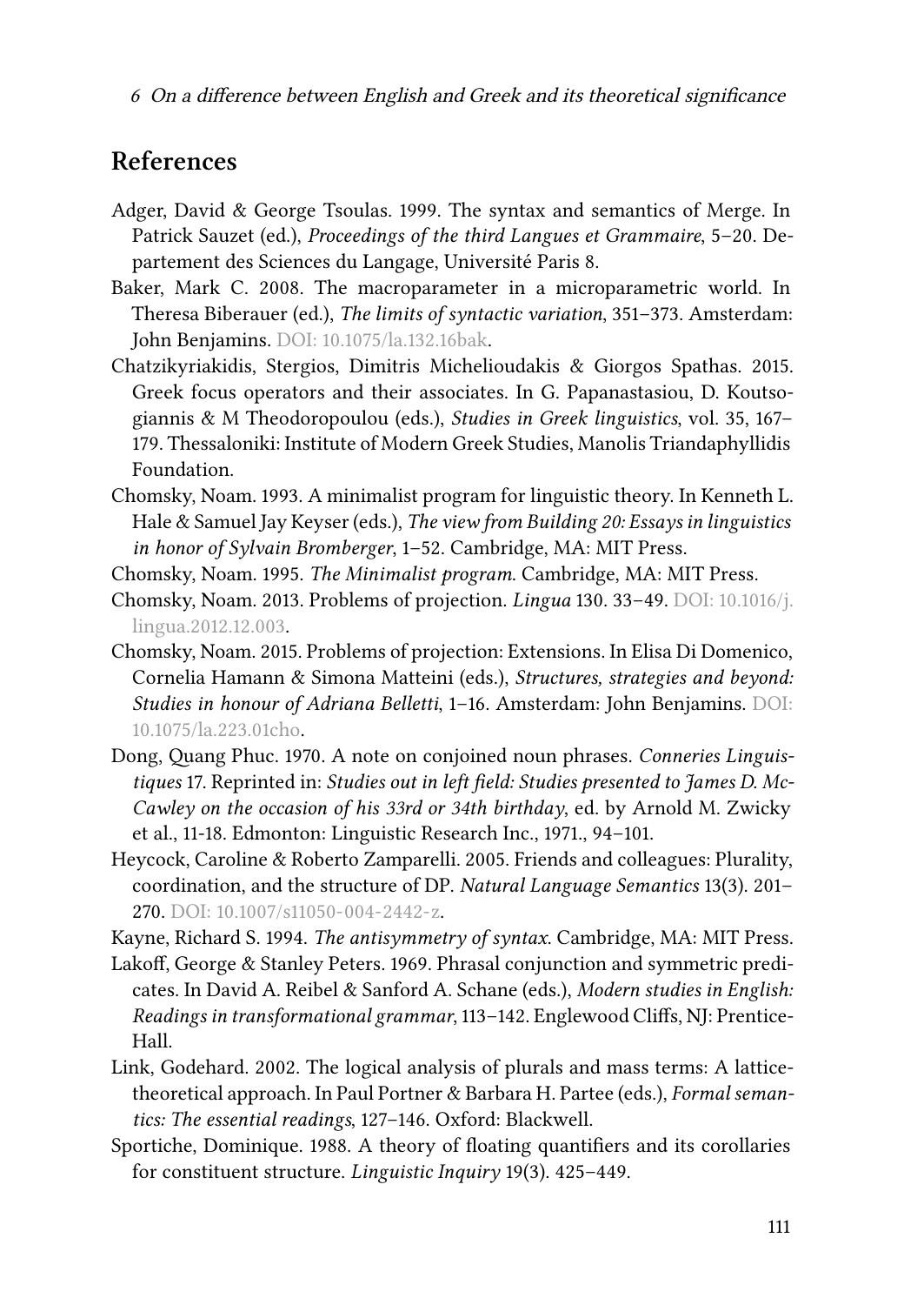## References

Adger, David & George Tsoulas. 1999. The syntax and semantics of Merge. In Patrick Sauzet (ed.), *Proceedings of the third Langues et Grammaire*, 5–20. Departement des Sciences du Langage, Université Paris 8.

Baker, Mark C. 2008. The macroparameter in a microparametric world. In Theresa Biberauer (ed.), *The limits of syntactic variation*, 351–373. Amsterdam: John Benjamins. DOI: 10.1075/la.132.16bak.

Chatzikyriakidis, Stergios, Dimitris Michelioudakis & Giorgos Spathas. 2015. Greek focus operators and their associates. In G. Papanastasiou, D. Koutsogiannis & M Theodoropoulou (eds.), *Studies in Greek linguistics*, vol. 35, 167–179. Thessaloniki: Institute of Modern Greek Studies, Manolis Triandaphyllidis Foundation.

Chomsky, Noam. 1993. A minimalist program for linguistic theory. In Kenneth L. Hale & Samuel Jay Keyser (eds.), *The view from Building 20: Essays in linguistics in honor of Sylvain Bromberger*, 1–52. Cambridge, MA: MIT Press.

Chomsky, Noam. 1995. *The Minimalist program*. Cambridge, MA: MIT Press.

Chomsky, Noam. 2013. Problems of projection. *Lingua* 130. 33–49. DOI: 10.1016/j.lingua.2012.12.003.

Chomsky, Noam. 2015. Problems of projection: Extensions. In Elisa Di Domenico, Cornelia Hamann & Simona Matteini (eds.), *Structures, strategies and beyond: Studies in honour of Adriana Belletti*, 1–16. Amsterdam: John Benjamins. DOI: 10.1075/la.223.01cho.

Dong, Quang Phuc. 1970. A note on conjoined noun phrases. *Conneries Linguistiques* 17. Reprinted in: *Studies out in left field: Studies presented to James D. McCawley on the occasion of his 33rd or 34th birthday*, ed. by Arnold M. Zwicky et al., 11-18. Edmonton: Linguistic Research Inc., 1971., 94–101.

Heycock, Caroline & Roberto Zamparelli. 2005. Friends and colleagues: Plurality, coordination, and the structure of DP. *Natural Language Semantics* 13(3). 201–270. DOI: 10.1007/s11050-004-2442-z.

Kayne, Richard S. 1994. *The antisymmetry of syntax*. Cambridge, MA: MIT Press.

Lakoff, George & Stanley Peters. 1969. Phrasal conjunction and symmetric predicates. In David A. Reibel & Sanford A. Schane (eds.), *Modern studies in English: Readings in transformational grammar*, 113–142. Englewood Cliffs, NJ: Prentice-Hall.

Link, Godehard. 2002. The logical analysis of plurals and mass terms: A lattice-theoretical approach. In Paul Portner & Barbara H. Partee (eds.), *Formal semantics: The essential readings*, 127–146. Oxford: Blackwell.

Sportiche, Dominique. 1988. A theory of floating quantifiers and its corollaries for constituent structure. *Linguistic Inquiry* 19(3). 425–449.